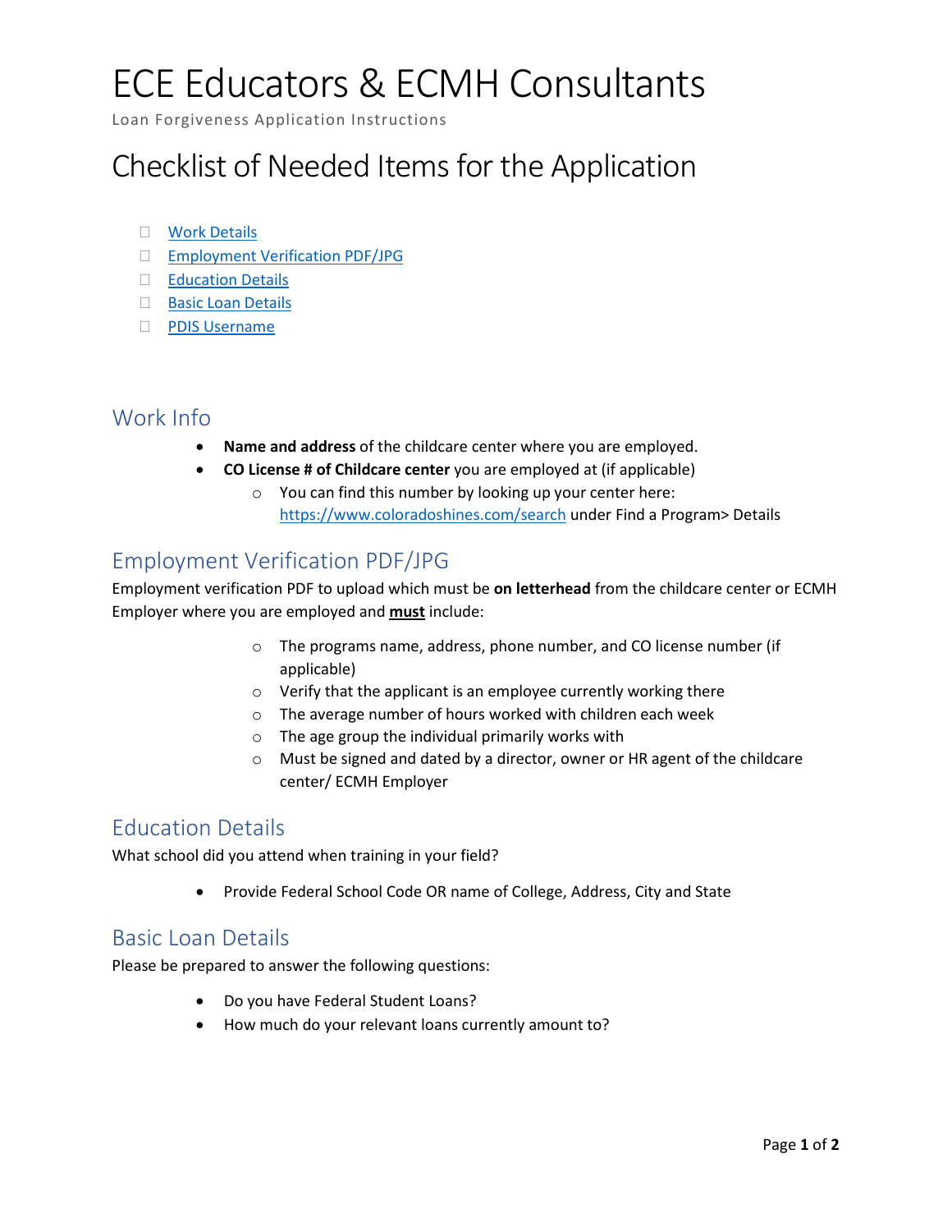# ECE Educators & ECMH Consultants

Loan Forgiveness Application Instructions

# Checklist of Needed Items for the Application

- ☐ [Work Details](#work-info)
- ☐ [Employment Verification PDF/JPG](#employment-verification-pdfjpg)
- ☐ [Education Details](#education-details)
- ☐ [Basic Loan Details](#basic-loan-details)
- ☐ [PDIS Username](#)

## Work Info

- **Name and address** of the childcare center where you are employed.
- **CO License # of Childcare center** you are employed at (if applicable)
  - You can find this number by looking up your center here: https://www.coloradoshines.com/search under Find a Program> Details

## Employment Verification PDF/JPG

Employment verification PDF to upload which must be **on letterhead** from the childcare center or ECMH Employer where you are employed and **<u>must</u>** include:

- The programs name, address, phone number, and CO license number (if applicable)
- Verify that the applicant is an employee currently working there
- The average number of hours worked with children each week
- The age group the individual primarily works with
- Must be signed and dated by a director, owner or HR agent of the childcare center/ ECMH Employer

## Education Details

What school did you attend when training in your field?

- Provide Federal School Code OR name of College, Address, City and State

## Basic Loan Details

Please be prepared to answer the following questions:

- Do you have Federal Student Loans?
- How much do your relevant loans currently amount to?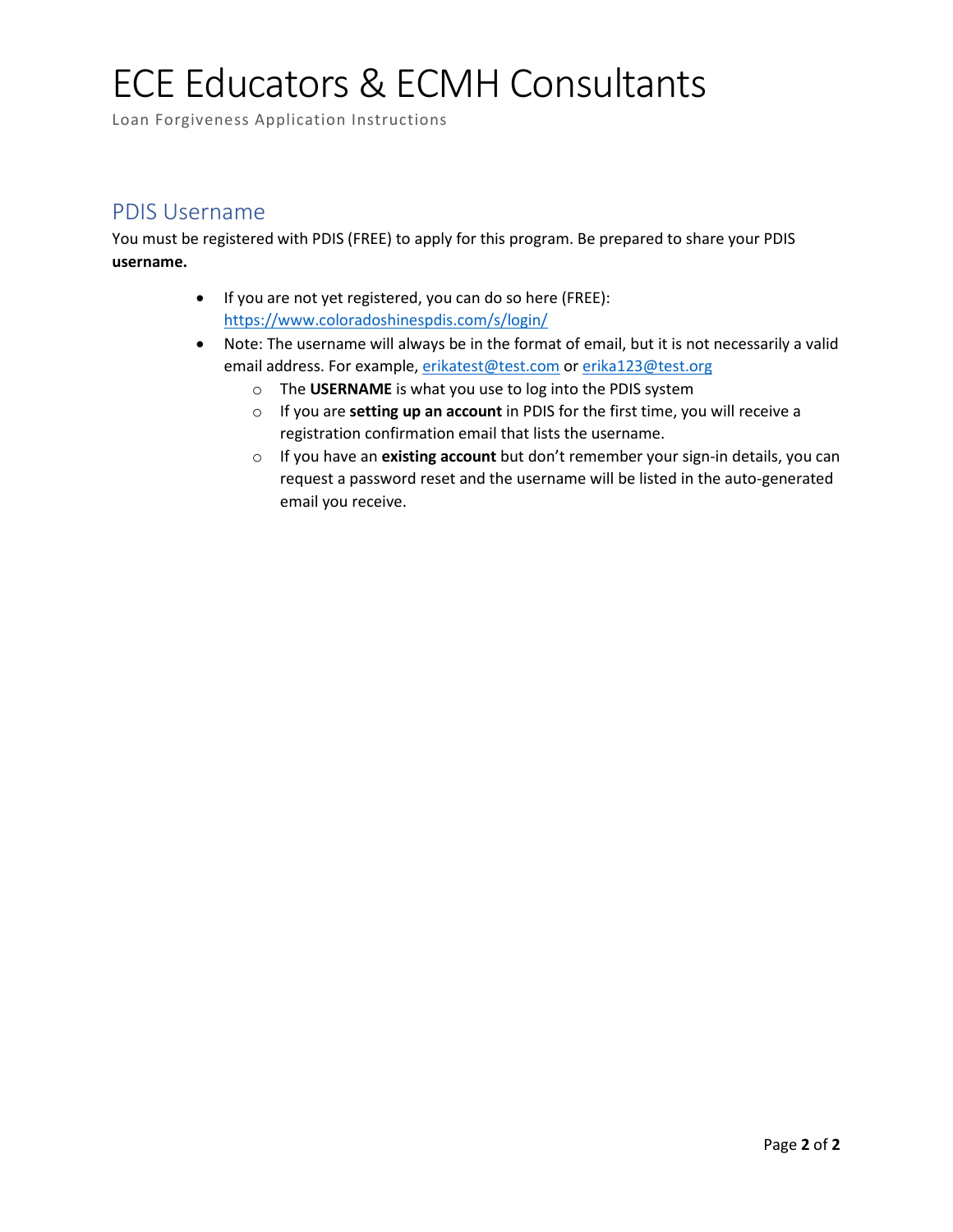# ECE Educators & ECMH Consultants

Loan Forgiveness Application Instructions

## PDIS Username

You must be registered with PDIS (FREE) to apply for this program. Be prepared to share your PDIS **username.**

- If you are not yet registered, you can do so here (FREE): https://www.coloradoshinespdis.com/s/login/
- Note: The username will always be in the format of email, but it is not necessarily a valid email address. For example, erikatest@test.com or erika123@test.org
  - The **USERNAME** is what you use to log into the PDIS system
  - If you are **setting up an account** in PDIS for the first time, you will receive a registration confirmation email that lists the username.
  - If you have an **existing account** but don't remember your sign-in details, you can request a password reset and the username will be listed in the auto-generated email you receive.